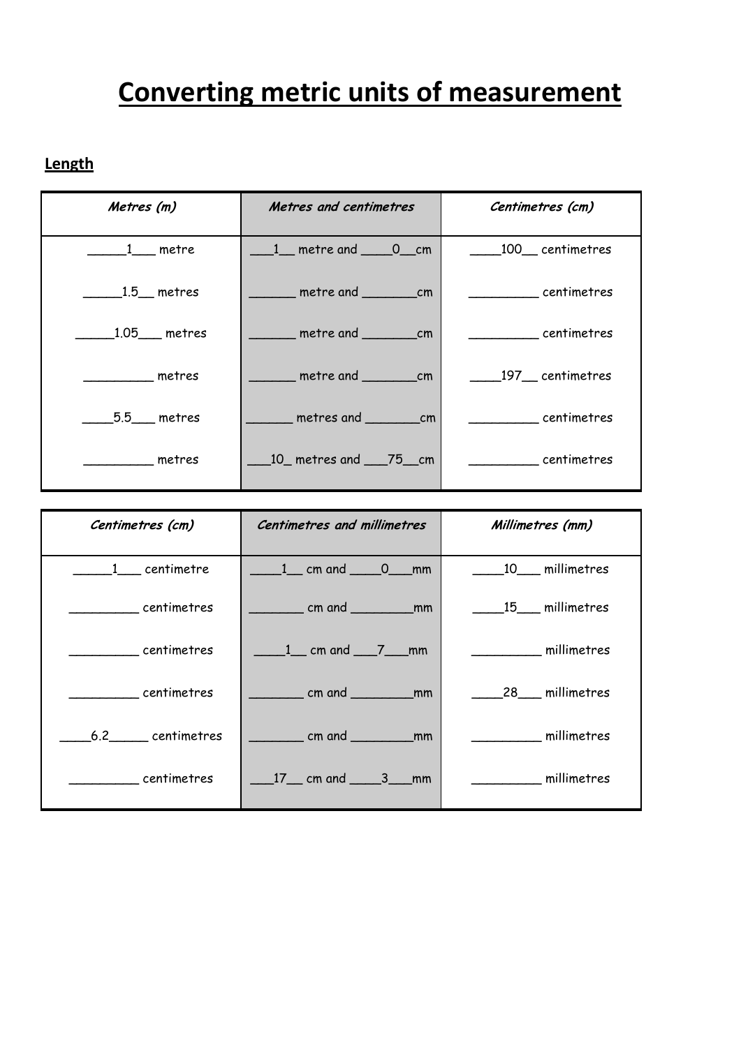# Converting metric units of measurement

## Length

| *Metres (m)* | *Metres and centimetres* | *Centimetres (cm)* |
|---|---|---|
| _____1___ metre | ___1__ metre and ____0__cm | ____100__ centimetres |
| _____1.5__ metres | ______ metre and _______cm | _________ centimetres |
| _____1.05___ metres | ______ metre and _______cm | _________ centimetres |
| _________ metres | ______ metre and _______cm | ____197__ centimetres |
| ____5.5___ metres | ______ metres and _______cm | _________ centimetres |
| _________ metres | ___10_ metres and ___75__cm | _________ centimetres |

| *Centimetres (cm)* | *Centimetres and millimetres* | *Millimetres (mm)* |
|---|---|---|
| _____1___ centimetre | ____1__ cm and ____0___mm | ____10___ millimetres |
| _________ centimetres | _______ cm and ________mm | ____15___ millimetres |
| _________ centimetres | ____1__ cm and ___7___mm | _________ millimetres |
| _________ centimetres | _______ cm and ________mm | ____28___ millimetres |
| ____6.2_____ centimetres | _______ cm and ________mm | _________ millimetres |
| _________ centimetres | ___17__ cm and ____3___mm | _________ millimetres |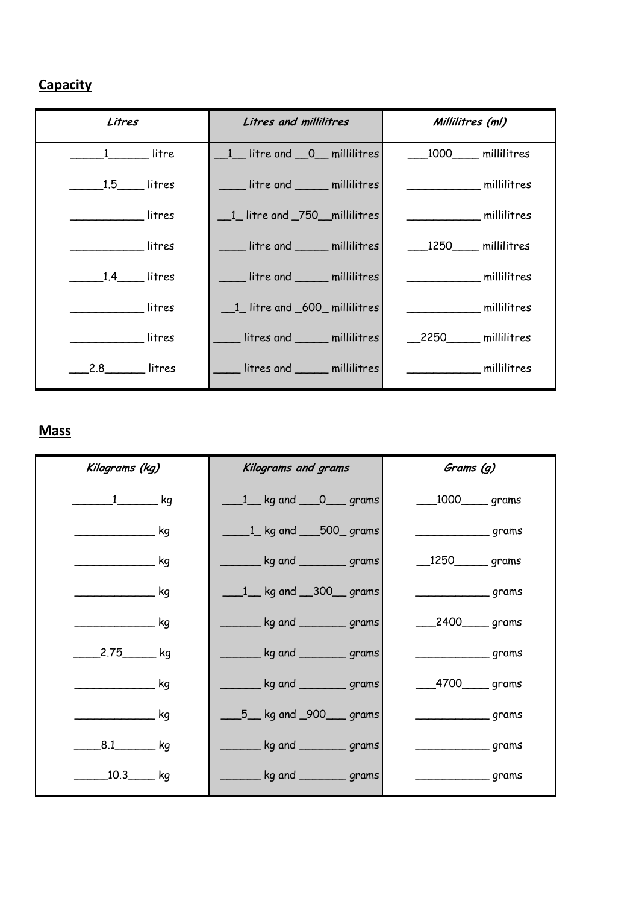## Capacity

| *Litres* | *Litres and millilitres* | *Millilitres (ml)* |
|---|---|---|
| ______1_______ litre | __1__ litre and __0__ millilitres | ___1000_____ millilitres |
| ______1.5_____ litres | _____ litre and ______ millilitres | ____________ millilitres |
| ____________ litres | __1_ litre and _750__millilitres | ____________ millilitres |
| ____________ litres | _____ litre and ______ millilitres | ___1250_____ millilitres |
| ______1.4_____ litres | _____ litre and ______ millilitres | ____________ millilitres |
| ____________ litres | __1_ litre and _600_ millilitres | ____________ millilitres |
| ____________ litres | _____ litres and ______ millilitres | __2250______ millilitres |
| ___2.8_______ litres | _____ litres and ______ millilitres | ____________ millilitres |

## Mass

| *Kilograms (kg)* | *Kilograms and grams* | *Grams (g)* |
|---|---|---|
| _______1_______ kg | ___1__ kg and ___0___ grams | ___1000_____ grams |
| _____________ kg | ____1_ kg and ___500_ grams | ____________ grams |
| _____________ kg | _______ kg and ________ grams | __1250______ grams |
| _____________ kg | ___1__ kg and __300__ grams | ____________ grams |
| _____________ kg | _______ kg and ________ grams | ___2400_____ grams |
| _____2.75______ kg | _______ kg and ________ grams | ____________ grams |
| _____________ kg | _______ kg and ________ grams | ___4700_____ grams |
| _____________ kg | ___5__ kg and _900___ grams | ____________ grams |
| _____8.1_______ kg | _______ kg and ________ grams | ____________ grams |
| ______10.3_____ kg | _______ kg and ________ grams | ____________ grams |